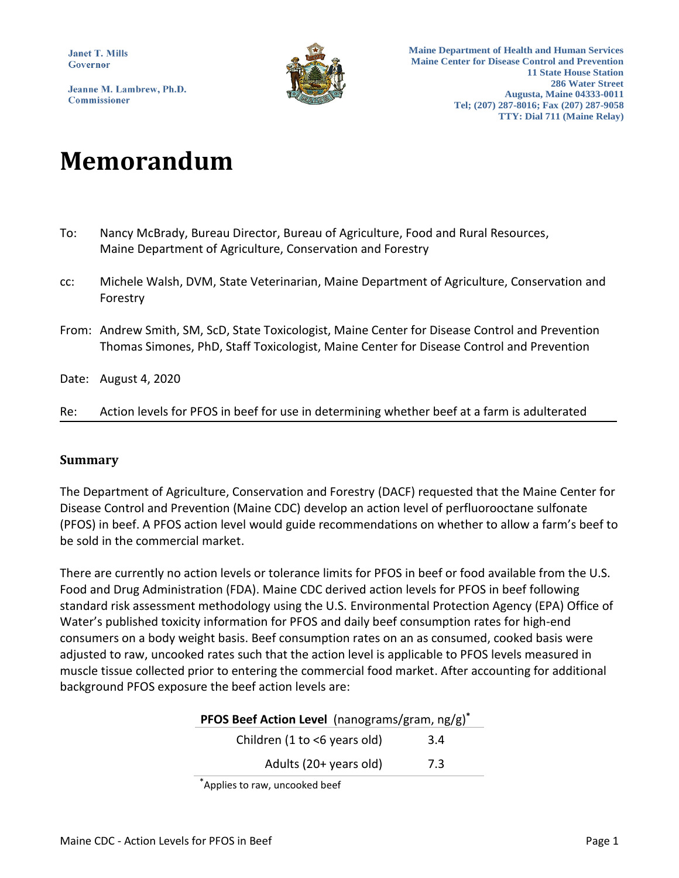Janet T. Mills
Governor

Jeanne M. Lambrew, Ph.D.
Commissioner

Maine Department of Health and Human Services
Maine Center for Disease Control and Prevention
11 State House Station
286 Water Street
Augusta, Maine 04333-0011
Tel; (207) 287-8016; Fax (207) 287-9058
TTY: Dial 711 (Maine Relay)

# Memorandum

To: Nancy McBrady, Bureau Director, Bureau of Agriculture, Food and Rural Resources, Maine Department of Agriculture, Conservation and Forestry

cc: Michele Walsh, DVM, State Veterinarian, Maine Department of Agriculture, Conservation and Forestry

From: Andrew Smith, SM, ScD, State Toxicologist, Maine Center for Disease Control and Prevention
Thomas Simones, PhD, Staff Toxicologist, Maine Center for Disease Control and Prevention

Date: August 4, 2020

Re: Action levels for PFOS in beef for use in determining whether beef at a farm is adulterated

## Summary

The Department of Agriculture, Conservation and Forestry (DACF) requested that the Maine Center for Disease Control and Prevention (Maine CDC) develop an action level of perfluorooctane sulfonate (PFOS) in beef. A PFOS action level would guide recommendations on whether to allow a farm's beef to be sold in the commercial market.

There are currently no action levels or tolerance limits for PFOS in beef or food available from the U.S. Food and Drug Administration (FDA). Maine CDC derived action levels for PFOS in beef following standard risk assessment methodology using the U.S. Environmental Protection Agency (EPA) Office of Water's published toxicity information for PFOS and daily beef consumption rates for high-end consumers on a body weight basis. Beef consumption rates on an as consumed, cooked basis were adjusted to raw, uncooked rates such that the action level is applicable to PFOS levels measured in muscle tissue collected prior to entering the commercial food market. After accounting for additional background PFOS exposure the beef action levels are:

| **PFOS Beef Action Level** (nanograms/gram, ng/g)* | |
|---|---|
| Children (1 to <6 years old) | 3.4 |
| Adults (20+ years old) | 7.3 |

*Applies to raw, uncooked beef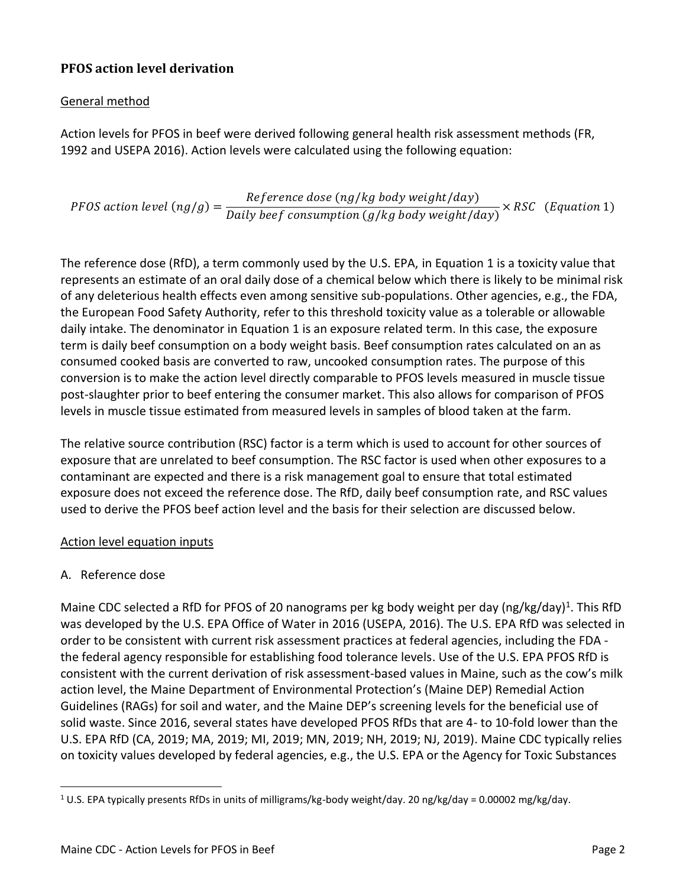## **PFOS action level derivation**

General method

Action levels for PFOS in beef were derived following general health risk assessment methods (FR, 1992 and USEPA 2016). Action levels were calculated using the following equation:

$$PFOS\ action\ level\ (ng/g) = \frac{Reference\ dose\ (ng/kg\ body\ weight/day)}{Daily\ beef\ consumption\ (g/kg\ body\ weight/day)} \times RSC \quad (Equation\ 1)$$

The reference dose (RfD), a term commonly used by the U.S. EPA, in Equation 1 is a toxicity value that represents an estimate of an oral daily dose of a chemical below which there is likely to be minimal risk of any deleterious health effects even among sensitive sub-populations. Other agencies, e.g., the FDA, the European Food Safety Authority, refer to this threshold toxicity value as a tolerable or allowable daily intake. The denominator in Equation 1 is an exposure related term. In this case, the exposure term is daily beef consumption on a body weight basis. Beef consumption rates calculated on an as consumed cooked basis are converted to raw, uncooked consumption rates. The purpose of this conversion is to make the action level directly comparable to PFOS levels measured in muscle tissue post-slaughter prior to beef entering the consumer market. This also allows for comparison of PFOS levels in muscle tissue estimated from measured levels in samples of blood taken at the farm.

The relative source contribution (RSC) factor is a term which is used to account for other sources of exposure that are unrelated to beef consumption. The RSC factor is used when other exposures to a contaminant are expected and there is a risk management goal to ensure that total estimated exposure does not exceed the reference dose. The RfD, daily beef consumption rate, and RSC values used to derive the PFOS beef action level and the basis for their selection are discussed below.

Action level equation inputs

A. Reference dose

Maine CDC selected a RfD for PFOS of 20 nanograms per kg body weight per day (ng/kg/day)[1]. This RfD was developed by the U.S. EPA Office of Water in 2016 (USEPA, 2016). The U.S. EPA RfD was selected in order to be consistent with current risk assessment practices at federal agencies, including the FDA - the federal agency responsible for establishing food tolerance levels. Use of the U.S. EPA PFOS RfD is consistent with the current derivation of risk assessment-based values in Maine, such as the cow's milk action level, the Maine Department of Environmental Protection's (Maine DEP) Remedial Action Guidelines (RAGs) for soil and water, and the Maine DEP's screening levels for the beneficial use of solid waste. Since 2016, several states have developed PFOS RfDs that are 4- to 10-fold lower than the U.S. EPA RfD (CA, 2019; MA, 2019; MI, 2019; MN, 2019; NH, 2019; NJ, 2019). Maine CDC typically relies on toxicity values developed by federal agencies, e.g., the U.S. EPA or the Agency for Toxic Substances

[1] U.S. EPA typically presents RfDs in units of milligrams/kg-body weight/day. 20 ng/kg/day = 0.00002 mg/kg/day.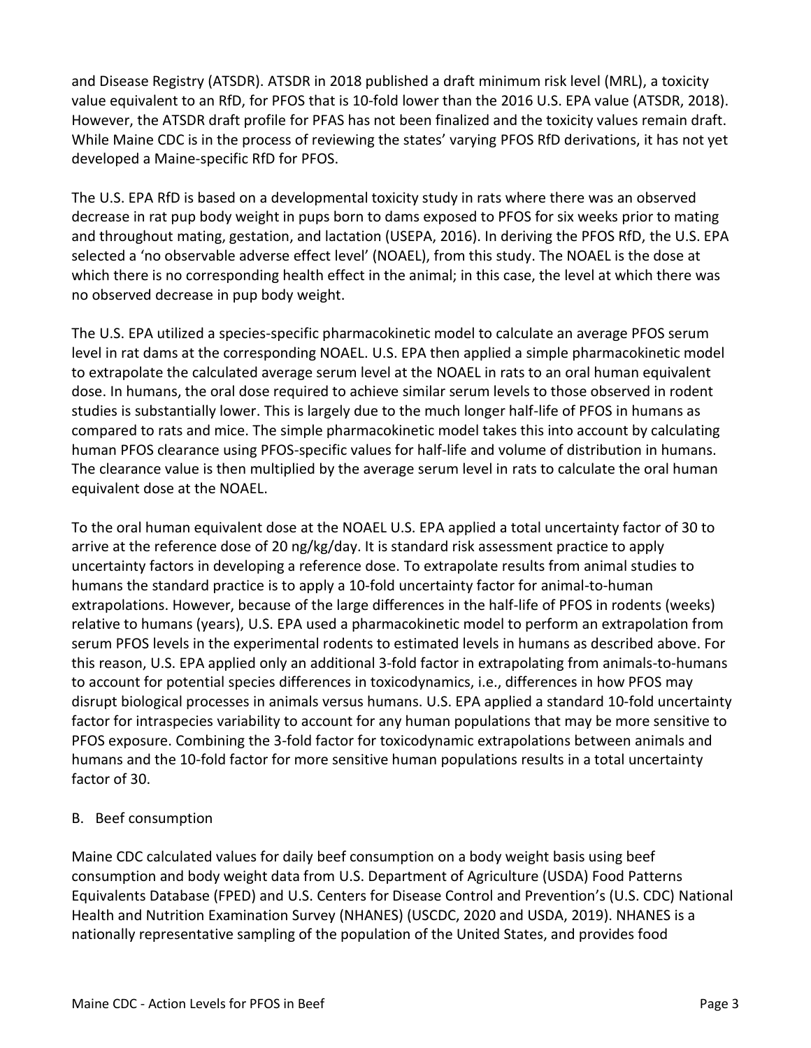and Disease Registry (ATSDR). ATSDR in 2018 published a draft minimum risk level (MRL), a toxicity value equivalent to an RfD, for PFOS that is 10-fold lower than the 2016 U.S. EPA value (ATSDR, 2018). However, the ATSDR draft profile for PFAS has not been finalized and the toxicity values remain draft. While Maine CDC is in the process of reviewing the states' varying PFOS RfD derivations, it has not yet developed a Maine-specific RfD for PFOS.

The U.S. EPA RfD is based on a developmental toxicity study in rats where there was an observed decrease in rat pup body weight in pups born to dams exposed to PFOS for six weeks prior to mating and throughout mating, gestation, and lactation (USEPA, 2016). In deriving the PFOS RfD, the U.S. EPA selected a 'no observable adverse effect level' (NOAEL), from this study. The NOAEL is the dose at which there is no corresponding health effect in the animal; in this case, the level at which there was no observed decrease in pup body weight.

The U.S. EPA utilized a species-specific pharmacokinetic model to calculate an average PFOS serum level in rat dams at the corresponding NOAEL. U.S. EPA then applied a simple pharmacokinetic model to extrapolate the calculated average serum level at the NOAEL in rats to an oral human equivalent dose. In humans, the oral dose required to achieve similar serum levels to those observed in rodent studies is substantially lower. This is largely due to the much longer half-life of PFOS in humans as compared to rats and mice. The simple pharmacokinetic model takes this into account by calculating human PFOS clearance using PFOS-specific values for half-life and volume of distribution in humans. The clearance value is then multiplied by the average serum level in rats to calculate the oral human equivalent dose at the NOAEL.

To the oral human equivalent dose at the NOAEL U.S. EPA applied a total uncertainty factor of 30 to arrive at the reference dose of 20 ng/kg/day. It is standard risk assessment practice to apply uncertainty factors in developing a reference dose. To extrapolate results from animal studies to humans the standard practice is to apply a 10-fold uncertainty factor for animal-to-human extrapolations. However, because of the large differences in the half-life of PFOS in rodents (weeks) relative to humans (years), U.S. EPA used a pharmacokinetic model to perform an extrapolation from serum PFOS levels in the experimental rodents to estimated levels in humans as described above. For this reason, U.S. EPA applied only an additional 3-fold factor in extrapolating from animals-to-humans to account for potential species differences in toxicodynamics, i.e., differences in how PFOS may disrupt biological processes in animals versus humans. U.S. EPA applied a standard 10-fold uncertainty factor for intraspecies variability to account for any human populations that may be more sensitive to PFOS exposure. Combining the 3-fold factor for toxicodynamic extrapolations between animals and humans and the 10-fold factor for more sensitive human populations results in a total uncertainty factor of 30.

B. Beef consumption

Maine CDC calculated values for daily beef consumption on a body weight basis using beef consumption and body weight data from U.S. Department of Agriculture (USDA) Food Patterns Equivalents Database (FPED) and U.S. Centers for Disease Control and Prevention's (U.S. CDC) National Health and Nutrition Examination Survey (NHANES) (USCDC, 2020 and USDA, 2019). NHANES is a nationally representative sampling of the population of the United States, and provides food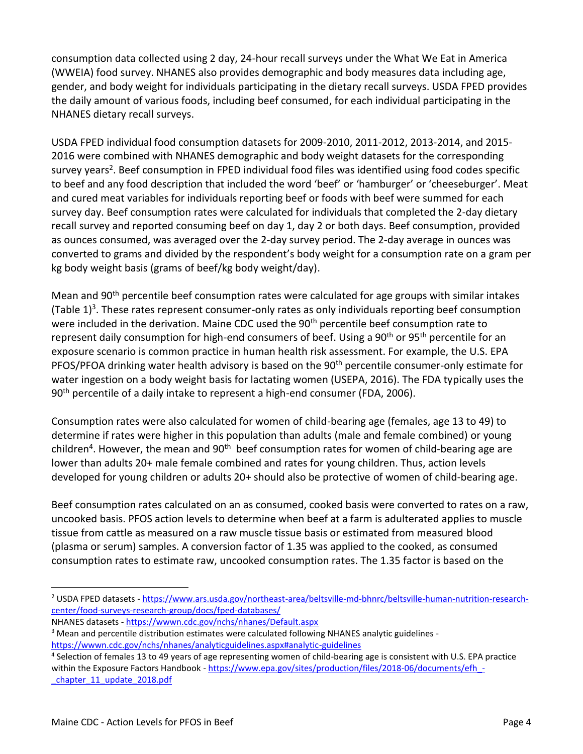consumption data collected using 2 day, 24-hour recall surveys under the What We Eat in America (WWEIA) food survey. NHANES also provides demographic and body measures data including age, gender, and body weight for individuals participating in the dietary recall surveys. USDA FPED provides the daily amount of various foods, including beef consumed, for each individual participating in the NHANES dietary recall surveys.

USDA FPED individual food consumption datasets for 2009-2010, 2011-2012, 2013-2014, and 2015-2016 were combined with NHANES demographic and body weight datasets for the corresponding survey years[2]. Beef consumption in FPED individual food files was identified using food codes specific to beef and any food description that included the word 'beef' or 'hamburger' or 'cheeseburger'. Meat and cured meat variables for individuals reporting beef or foods with beef were summed for each survey day. Beef consumption rates were calculated for individuals that completed the 2-day dietary recall survey and reported consuming beef on day 1, day 2 or both days. Beef consumption, provided as ounces consumed, was averaged over the 2-day survey period. The 2-day average in ounces was converted to grams and divided by the respondent's body weight for a consumption rate on a gram per kg body weight basis (grams of beef/kg body weight/day).

Mean and 90th percentile beef consumption rates were calculated for age groups with similar intakes (Table 1)[3]. These rates represent consumer-only rates as only individuals reporting beef consumption were included in the derivation. Maine CDC used the 90th percentile beef consumption rate to represent daily consumption for high-end consumers of beef. Using a 90th or 95th percentile for an exposure scenario is common practice in human health risk assessment. For example, the U.S. EPA PFOS/PFOA drinking water health advisory is based on the 90th percentile consumer-only estimate for water ingestion on a body weight basis for lactating women (USEPA, 2016). The FDA typically uses the 90th percentile of a daily intake to represent a high-end consumer (FDA, 2006).

Consumption rates were also calculated for women of child-bearing age (females, age 13 to 49) to determine if rates were higher in this population than adults (male and female combined) or young children[4]. However, the mean and 90th beef consumption rates for women of child-bearing age are lower than adults 20+ male female combined and rates for young children. Thus, action levels developed for young children or adults 20+ should also be protective of women of child-bearing age.

Beef consumption rates calculated on an as consumed, cooked basis were converted to rates on a raw, uncooked basis. PFOS action levels to determine when beef at a farm is adulterated applies to muscle tissue from cattle as measured on a raw muscle tissue basis or estimated from measured blood (plasma or serum) samples. A conversion factor of 1.35 was applied to the cooked, as consumed consumption rates to estimate raw, uncooked consumption rates. The 1.35 factor is based on the

---

[2] USDA FPED datasets - https://www.ars.usda.gov/northeast-area/beltsville-md-bhnrc/beltsville-human-nutrition-research-center/food-surveys-research-group/docs/fped-databases/

NHANES datasets - https://wwwn.cdc.gov/nchs/nhanes/Default.aspx

[3] Mean and percentile distribution estimates were calculated following NHANES analytic guidelines - https://wwwn.cdc.gov/nchs/nhanes/analyticguidelines.aspx#analytic-guidelines

[4] Selection of females 13 to 49 years of age representing women of child-bearing age is consistent with U.S. EPA practice within the Exposure Factors Handbook - https://www.epa.gov/sites/production/files/2018-06/documents/efh_-_chapter_11_update_2018.pdf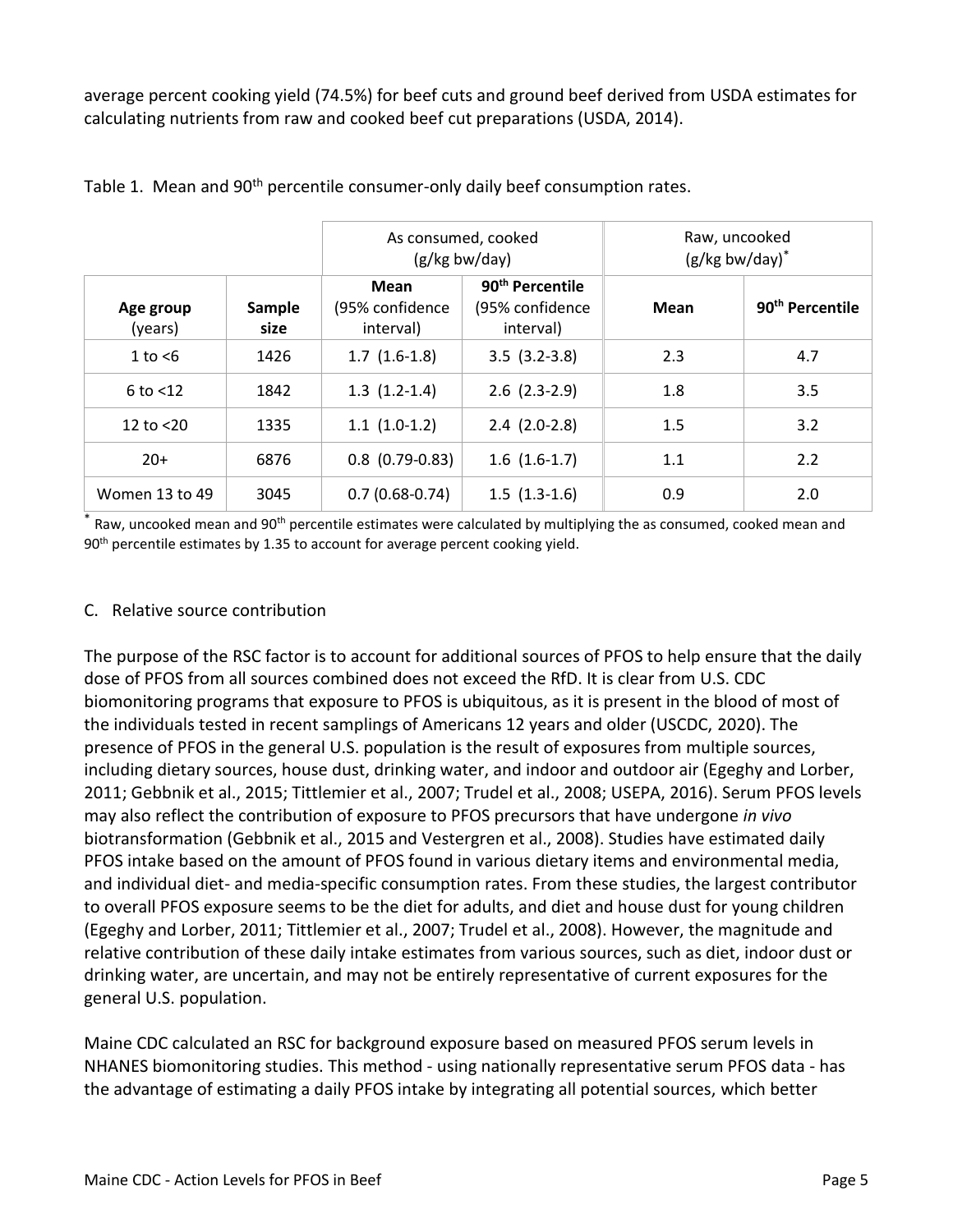average percent cooking yield (74.5%) for beef cuts and ground beef derived from USDA estimates for calculating nutrients from raw and cooked beef cut preparations (USDA, 2014).

Table 1. Mean and 90th percentile consumer-only daily beef consumption rates.

| | | As consumed, cooked (g/kg bw/day) | | Raw, uncooked (g/kg bw/day)* | |
|---|---|---|---|---|---|
| **Age group** (years) | **Sample size** | **Mean** (95% confidence interval) | **90th Percentile** (95% confidence interval) | **Mean** | **90th Percentile** |
| 1 to <6 | 1426 | 1.7 (1.6-1.8) | 3.5 (3.2-3.8) | 2.3 | 4.7 |
| 6 to <12 | 1842 | 1.3 (1.2-1.4) | 2.6 (2.3-2.9) | 1.8 | 3.5 |
| 12 to <20 | 1335 | 1.1 (1.0-1.2) | 2.4 (2.0-2.8) | 1.5 | 3.2 |
| 20+ | 6876 | 0.8 (0.79-0.83) | 1.6 (1.6-1.7) | 1.1 | 2.2 |
| Women 13 to 49 | 3045 | 0.7 (0.68-0.74) | 1.5 (1.3-1.6) | 0.9 | 2.0 |

* Raw, uncooked mean and 90th percentile estimates were calculated by multiplying the as consumed, cooked mean and 90th percentile estimates by 1.35 to account for average percent cooking yield.

C. Relative source contribution

The purpose of the RSC factor is to account for additional sources of PFOS to help ensure that the daily dose of PFOS from all sources combined does not exceed the RfD. It is clear from U.S. CDC biomonitoring programs that exposure to PFOS is ubiquitous, as it is present in the blood of most of the individuals tested in recent samplings of Americans 12 years and older (USCDC, 2020). The presence of PFOS in the general U.S. population is the result of exposures from multiple sources, including dietary sources, house dust, drinking water, and indoor and outdoor air (Egeghy and Lorber, 2011; Gebbnik et al., 2015; Tittlemier et al., 2007; Trudel et al., 2008; USEPA, 2016). Serum PFOS levels may also reflect the contribution of exposure to PFOS precursors that have undergone *in vivo* biotransformation (Gebbnik et al., 2015 and Vestergren et al., 2008). Studies have estimated daily PFOS intake based on the amount of PFOS found in various dietary items and environmental media, and individual diet- and media-specific consumption rates. From these studies, the largest contributor to overall PFOS exposure seems to be the diet for adults, and diet and house dust for young children (Egeghy and Lorber, 2011; Tittlemier et al., 2007; Trudel et al., 2008). However, the magnitude and relative contribution of these daily intake estimates from various sources, such as diet, indoor dust or drinking water, are uncertain, and may not be entirely representative of current exposures for the general U.S. population.

Maine CDC calculated an RSC for background exposure based on measured PFOS serum levels in NHANES biomonitoring studies. This method - using nationally representative serum PFOS data - has the advantage of estimating a daily PFOS intake by integrating all potential sources, which better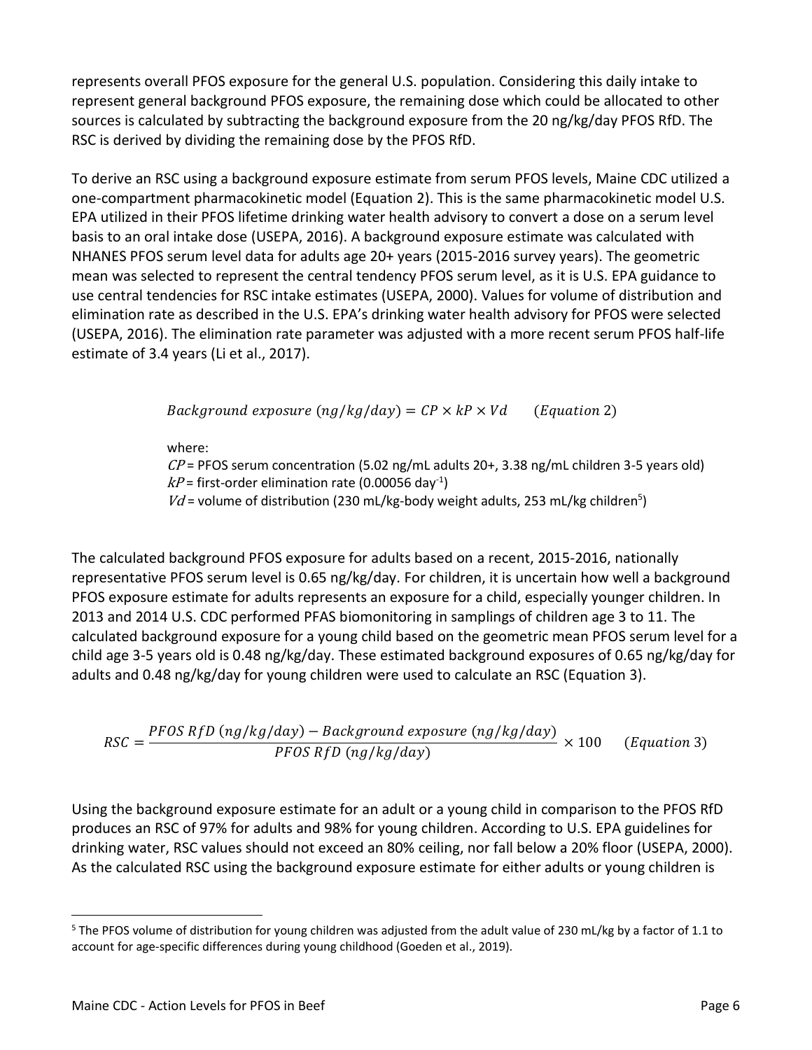represents overall PFOS exposure for the general U.S. population. Considering this daily intake to represent general background PFOS exposure, the remaining dose which could be allocated to other sources is calculated by subtracting the background exposure from the 20 ng/kg/day PFOS RfD. The RSC is derived by dividing the remaining dose by the PFOS RfD.

To derive an RSC using a background exposure estimate from serum PFOS levels, Maine CDC utilized a one-compartment pharmacokinetic model (Equation 2). This is the same pharmacokinetic model U.S. EPA utilized in their PFOS lifetime drinking water health advisory to convert a dose on a serum level basis to an oral intake dose (USEPA, 2016). A background exposure estimate was calculated with NHANES PFOS serum level data for adults age 20+ years (2015-2016 survey years). The geometric mean was selected to represent the central tendency PFOS serum level, as it is U.S. EPA guidance to use central tendencies for RSC intake estimates (USEPA, 2000). Values for volume of distribution and elimination rate as described in the U.S. EPA's drinking water health advisory for PFOS were selected (USEPA, 2016). The elimination rate parameter was adjusted with a more recent serum PFOS half-life estimate of 3.4 years (Li et al., 2017).

$$Background\ exposure\ (ng/kg/day) = CP \times kP \times Vd \qquad (Equation\ 2)$$

where:

$CP$ = PFOS serum concentration (5.02 ng/mL adults 20+, 3.38 ng/mL children 3-5 years old)

$kP$ = first-order elimination rate (0.00056 day$^{-1}$)

$Vd$ = volume of distribution (230 mL/kg-body weight adults, 253 mL/kg children[5])

The calculated background PFOS exposure for adults based on a recent, 2015-2016, nationally representative PFOS serum level is 0.65 ng/kg/day. For children, it is uncertain how well a background PFOS exposure estimate for adults represents an exposure for a child, especially younger children. In 2013 and 2014 U.S. CDC performed PFAS biomonitoring in samplings of children age 3 to 11. The calculated background exposure for a young child based on the geometric mean PFOS serum level for a child age 3-5 years old is 0.48 ng/kg/day. These estimated background exposures of 0.65 ng/kg/day for adults and 0.48 ng/kg/day for young children were used to calculate an RSC (Equation 3).

$$RSC = \frac{PFOS\ RfD\ (ng/kg/day) - Background\ exposure\ (ng/kg/day)}{PFOS\ RfD\ (ng/kg/day)} \times 100 \qquad (Equation\ 3)$$

Using the background exposure estimate for an adult or a young child in comparison to the PFOS RfD produces an RSC of 97% for adults and 98% for young children. According to U.S. EPA guidelines for drinking water, RSC values should not exceed an 80% ceiling, nor fall below a 20% floor (USEPA, 2000). As the calculated RSC using the background exposure estimate for either adults or young children is

[5] The PFOS volume of distribution for young children was adjusted from the adult value of 230 mL/kg by a factor of 1.1 to account for age-specific differences during young childhood (Goeden et al., 2019).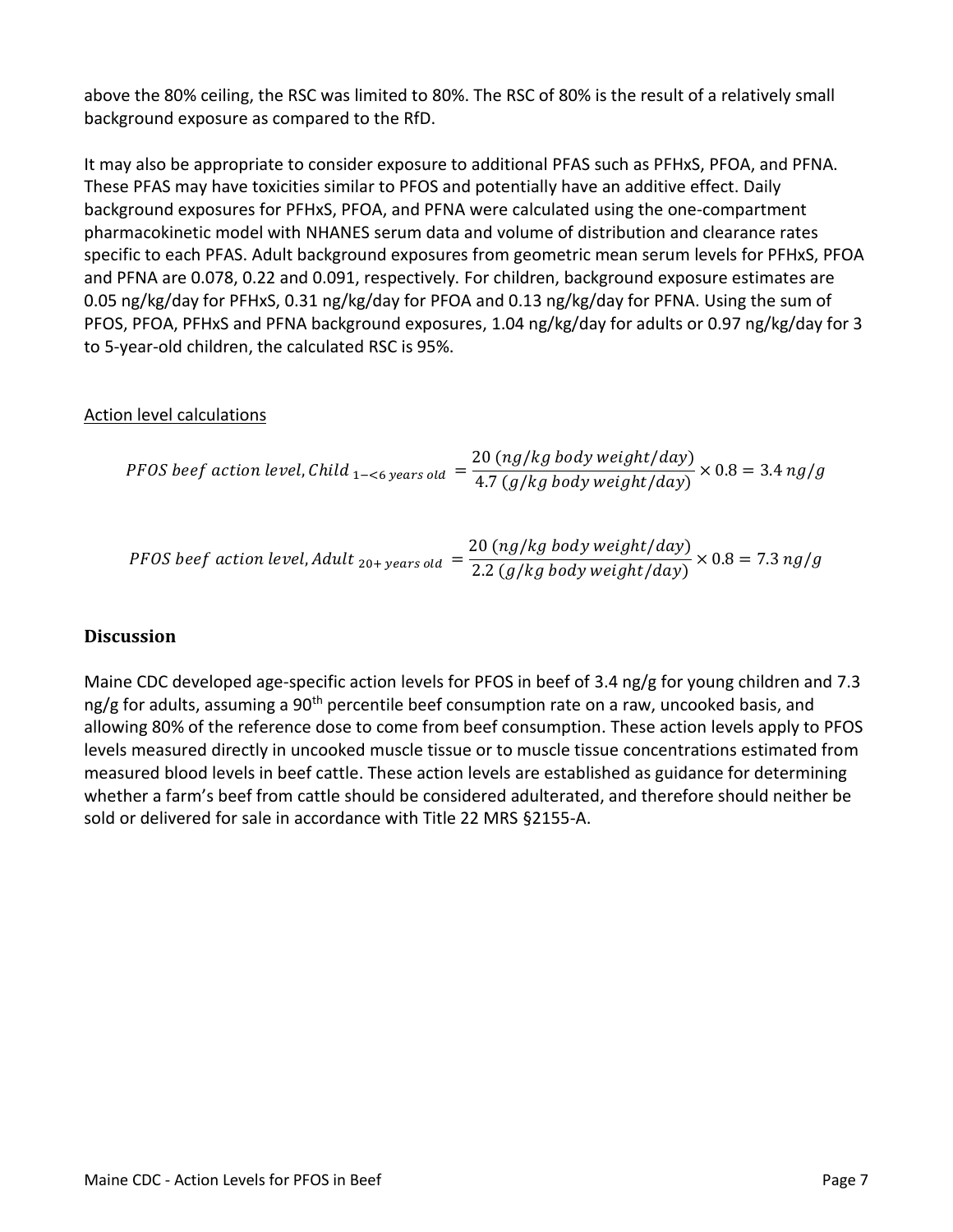above the 80% ceiling, the RSC was limited to 80%. The RSC of 80% is the result of a relatively small background exposure as compared to the RfD.

It may also be appropriate to consider exposure to additional PFAS such as PFHxS, PFOA, and PFNA. These PFAS may have toxicities similar to PFOS and potentially have an additive effect. Daily background exposures for PFHxS, PFOA, and PFNA were calculated using the one-compartment pharmacokinetic model with NHANES serum data and volume of distribution and clearance rates specific to each PFAS. Adult background exposures from geometric mean serum levels for PFHxS, PFOA and PFNA are 0.078, 0.22 and 0.091, respectively. For children, background exposure estimates are 0.05 ng/kg/day for PFHxS, 0.31 ng/kg/day for PFOA and 0.13 ng/kg/day for PFNA. Using the sum of PFOS, PFOA, PFHxS and PFNA background exposures, 1.04 ng/kg/day for adults or 0.97 ng/kg/day for 3 to 5-year-old children, the calculated RSC is 95%.

Action level calculations

$$PFOS\ beef\ action\ level, Child_{\ 1-<6\ years\ old} = \frac{20\ (ng/kg\ body\ weight/day)}{4.7\ (g/kg\ body\ weight/day)} \times 0.8 = 3.4\ ng/g$$

$$PFOS\ beef\ action\ level, Adult_{\ 20+\ years\ old} = \frac{20\ (ng/kg\ body\ weight/day)}{2.2\ (g/kg\ body\ weight/day)} \times 0.8 = 7.3\ ng/g$$

## Discussion

Maine CDC developed age-specific action levels for PFOS in beef of 3.4 ng/g for young children and 7.3 ng/g for adults, assuming a 90th percentile beef consumption rate on a raw, uncooked basis, and allowing 80% of the reference dose to come from beef consumption. These action levels apply to PFOS levels measured directly in uncooked muscle tissue or to muscle tissue concentrations estimated from measured blood levels in beef cattle. These action levels are established as guidance for determining whether a farm's beef from cattle should be considered adulterated, and therefore should neither be sold or delivered for sale in accordance with Title 22 MRS §2155-A.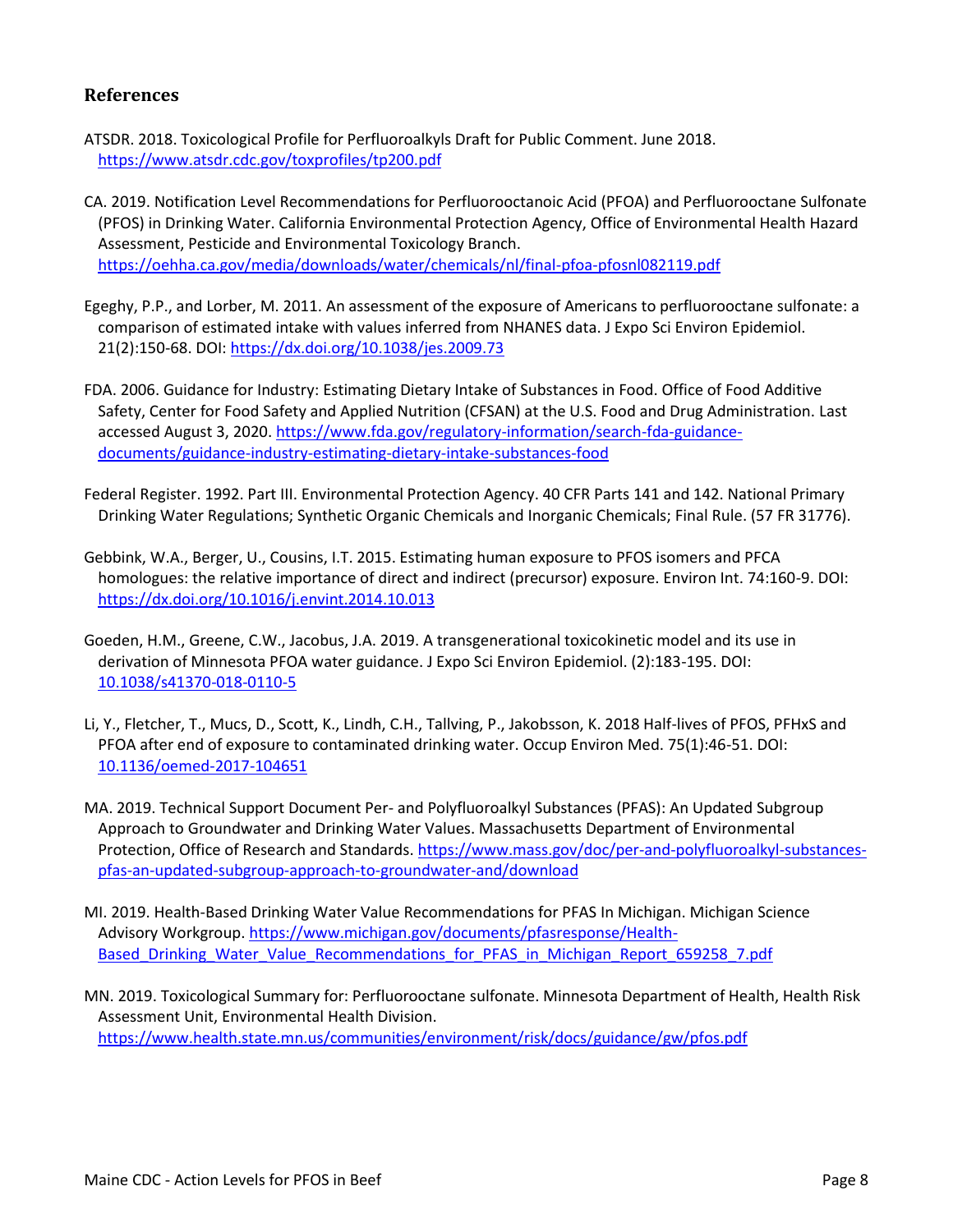## References

ATSDR. 2018. Toxicological Profile for Perfluoroalkyls Draft for Public Comment. June 2018. https://www.atsdr.cdc.gov/toxprofiles/tp200.pdf

CA. 2019. Notification Level Recommendations for Perfluorooctanoic Acid (PFOA) and Perfluorooctane Sulfonate (PFOS) in Drinking Water. California Environmental Protection Agency, Office of Environmental Health Hazard Assessment, Pesticide and Environmental Toxicology Branch. https://oehha.ca.gov/media/downloads/water/chemicals/nl/final-pfoa-pfosnl082119.pdf

Egeghy, P.P., and Lorber, M. 2011. An assessment of the exposure of Americans to perfluorooctane sulfonate: a comparison of estimated intake with values inferred from NHANES data. J Expo Sci Environ Epidemiol. 21(2):150-68. DOI: https://dx.doi.org/10.1038/jes.2009.73

FDA. 2006. Guidance for Industry: Estimating Dietary Intake of Substances in Food. Office of Food Additive Safety, Center for Food Safety and Applied Nutrition (CFSAN) at the U.S. Food and Drug Administration. Last accessed August 3, 2020. https://www.fda.gov/regulatory-information/search-fda-guidance-documents/guidance-industry-estimating-dietary-intake-substances-food

Federal Register. 1992. Part III. Environmental Protection Agency. 40 CFR Parts 141 and 142. National Primary Drinking Water Regulations; Synthetic Organic Chemicals and Inorganic Chemicals; Final Rule. (57 FR 31776).

Gebbink, W.A., Berger, U., Cousins, I.T. 2015. Estimating human exposure to PFOS isomers and PFCA homologues: the relative importance of direct and indirect (precursor) exposure. Environ Int. 74:160-9. DOI: https://dx.doi.org/10.1016/j.envint.2014.10.013

Goeden, H.M., Greene, C.W., Jacobus, J.A. 2019. A transgenerational toxicokinetic model and its use in derivation of Minnesota PFOA water guidance. J Expo Sci Environ Epidemiol. (2):183-195. DOI: 10.1038/s41370-018-0110-5

Li, Y., Fletcher, T., Mucs, D., Scott, K., Lindh, C.H., Tallving, P., Jakobsson, K. 2018 Half-lives of PFOS, PFHxS and PFOA after end of exposure to contaminated drinking water. Occup Environ Med. 75(1):46-51. DOI: 10.1136/oemed-2017-104651

MA. 2019. Technical Support Document Per- and Polyfluoroalkyl Substances (PFAS): An Updated Subgroup Approach to Groundwater and Drinking Water Values. Massachusetts Department of Environmental Protection, Office of Research and Standards. https://www.mass.gov/doc/per-and-polyfluoroalkyl-substances-pfas-an-updated-subgroup-approach-to-groundwater-and/download

MI. 2019. Health-Based Drinking Water Value Recommendations for PFAS In Michigan. Michigan Science Advisory Workgroup. https://www.michigan.gov/documents/pfasresponse/Health-Based_Drinking_Water_Value_Recommendations_for_PFAS_in_Michigan_Report_659258_7.pdf

MN. 2019. Toxicological Summary for: Perfluorooctane sulfonate. Minnesota Department of Health, Health Risk Assessment Unit, Environmental Health Division. https://www.health.state.mn.us/communities/environment/risk/docs/guidance/gw/pfos.pdf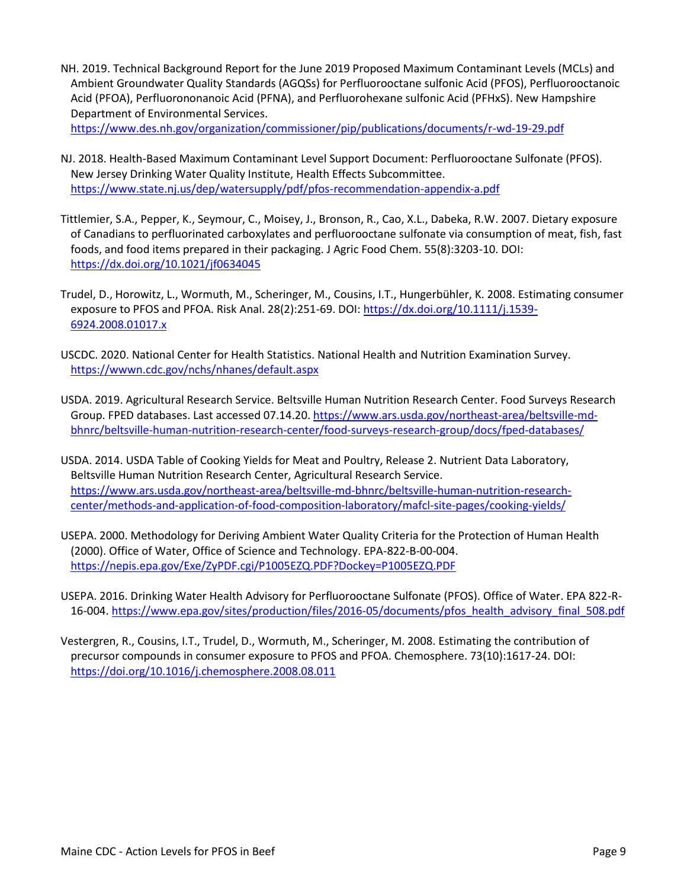NH. 2019. Technical Background Report for the June 2019 Proposed Maximum Contaminant Levels (MCLs) and Ambient Groundwater Quality Standards (AGQSs) for Perfluorooctane sulfonic Acid (PFOS), Perfluorooctanoic Acid (PFOA), Perfluorononanoic Acid (PFNA), and Perfluorohexane sulfonic Acid (PFHxS). New Hampshire Department of Environmental Services. https://www.des.nh.gov/organization/commissioner/pip/publications/documents/r-wd-19-29.pdf

NJ. 2018. Health-Based Maximum Contaminant Level Support Document: Perfluorooctane Sulfonate (PFOS). New Jersey Drinking Water Quality Institute, Health Effects Subcommittee. https://www.state.nj.us/dep/watersupply/pdf/pfos-recommendation-appendix-a.pdf

Tittlemier, S.A., Pepper, K., Seymour, C., Moisey, J., Bronson, R., Cao, X.L., Dabeka, R.W. 2007. Dietary exposure of Canadians to perfluorinated carboxylates and perfluorooctane sulfonate via consumption of meat, fish, fast foods, and food items prepared in their packaging. J Agric Food Chem. 55(8):3203-10. DOI: https://dx.doi.org/10.1021/jf0634045

Trudel, D., Horowitz, L., Wormuth, M., Scheringer, M., Cousins, I.T., Hungerbühler, K. 2008. Estimating consumer exposure to PFOS and PFOA. Risk Anal. 28(2):251-69. DOI: https://dx.doi.org/10.1111/j.1539-6924.2008.01017.x

USCDC. 2020. National Center for Health Statistics. National Health and Nutrition Examination Survey. https://wwwn.cdc.gov/nchs/nhanes/default.aspx

USDA. 2019. Agricultural Research Service. Beltsville Human Nutrition Research Center. Food Surveys Research Group. FPED databases. Last accessed 07.14.20. https://www.ars.usda.gov/northeast-area/beltsville-md-bhnrc/beltsville-human-nutrition-research-center/food-surveys-research-group/docs/fped-databases/

USDA. 2014. USDA Table of Cooking Yields for Meat and Poultry, Release 2. Nutrient Data Laboratory, Beltsville Human Nutrition Research Center, Agricultural Research Service. https://www.ars.usda.gov/northeast-area/beltsville-md-bhnrc/beltsville-human-nutrition-research-center/methods-and-application-of-food-composition-laboratory/mafcl-site-pages/cooking-yields/

USEPA. 2000. Methodology for Deriving Ambient Water Quality Criteria for the Protection of Human Health (2000). Office of Water, Office of Science and Technology. EPA-822-B-00-004. https://nepis.epa.gov/Exe/ZyPDF.cgi/P1005EZQ.PDF?Dockey=P1005EZQ.PDF

USEPA. 2016. Drinking Water Health Advisory for Perfluorooctane Sulfonate (PFOS). Office of Water. EPA 822-R-16-004. https://www.epa.gov/sites/production/files/2016-05/documents/pfos_health_advisory_final_508.pdf

Vestergren, R., Cousins, I.T., Trudel, D., Wormuth, M., Scheringer, M. 2008. Estimating the contribution of precursor compounds in consumer exposure to PFOS and PFOA. Chemosphere. 73(10):1617-24. DOI: https://doi.org/10.1016/j.chemosphere.2008.08.011